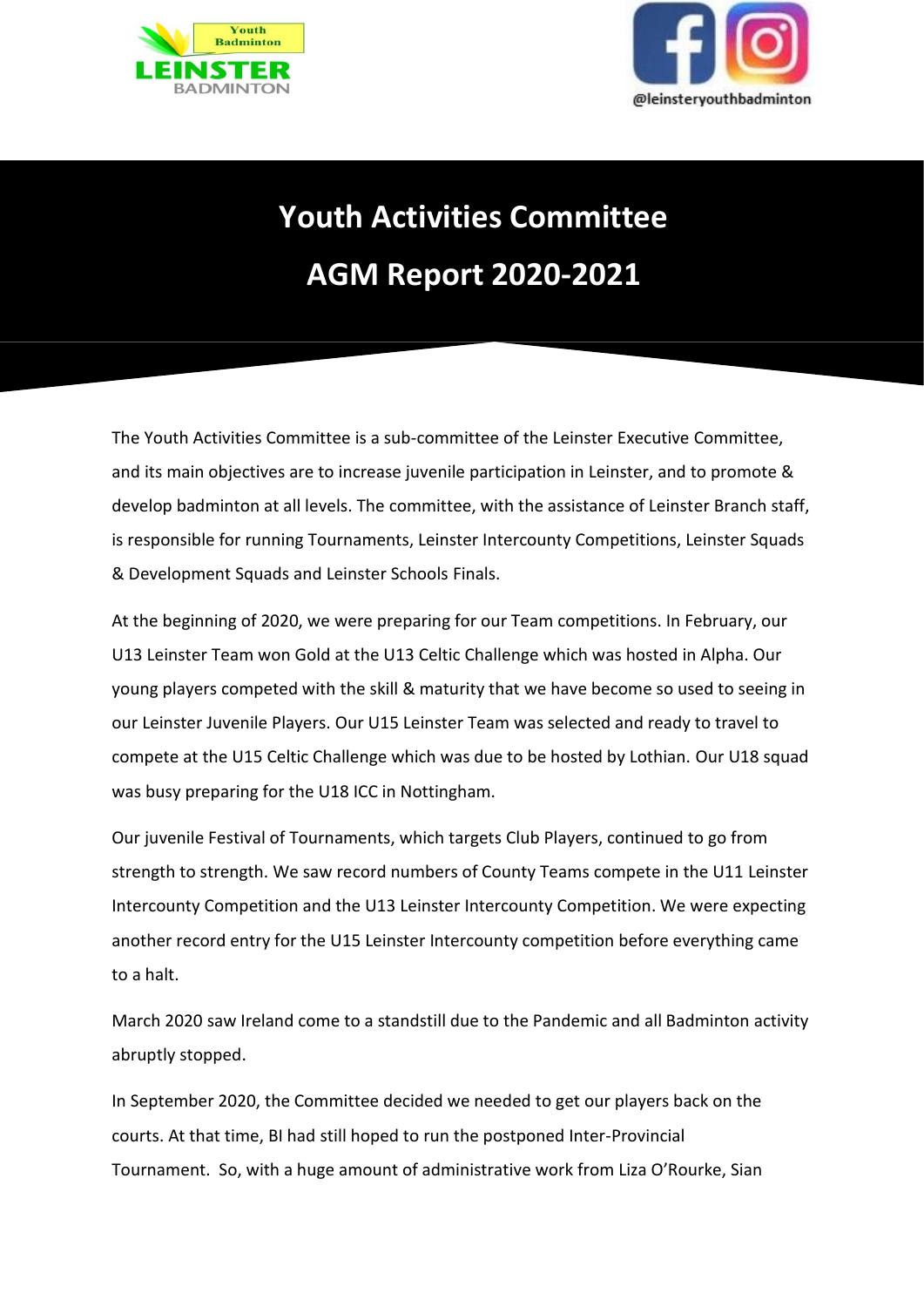# Youth Activities Committee

# AGM Report 2020-2021

The Youth Activities Committee is a sub-committee of the Leinster Executive Committee, and its main objectives are to increase juvenile participation in Leinster, and to promote & develop badminton at all levels. The committee, with the assistance of Leinster Branch staff, is responsible for running Tournaments, Leinster Intercounty Competitions, Leinster Squads & Development Squads and Leinster Schools Finals.

At the beginning of 2020, we were preparing for our Team competitions. In February, our U13 Leinster Team won Gold at the U13 Celtic Challenge which was hosted in Alpha. Our young players competed with the skill & maturity that we have become so used to seeing in our Leinster Juvenile Players. Our U15 Leinster Team was selected and ready to travel to compete at the U15 Celtic Challenge which was due to be hosted by Lothian. Our U18 squad was busy preparing for the U18 ICC in Nottingham.

Our juvenile Festival of Tournaments, which targets Club Players, continued to go from strength to strength. We saw record numbers of County Teams compete in the U11 Leinster Intercounty Competition and the U13 Leinster Intercounty Competition. We were expecting another record entry for the U15 Leinster Intercounty competition before everything came to a halt.

March 2020 saw Ireland come to a standstill due to the Pandemic and all Badminton activity abruptly stopped.

In September 2020, the Committee decided we needed to get our players back on the courts. At that time, BI had still hoped to run the postponed Inter-Provincial Tournament. So, with a huge amount of administrative work from Liza O'Rourke, Sian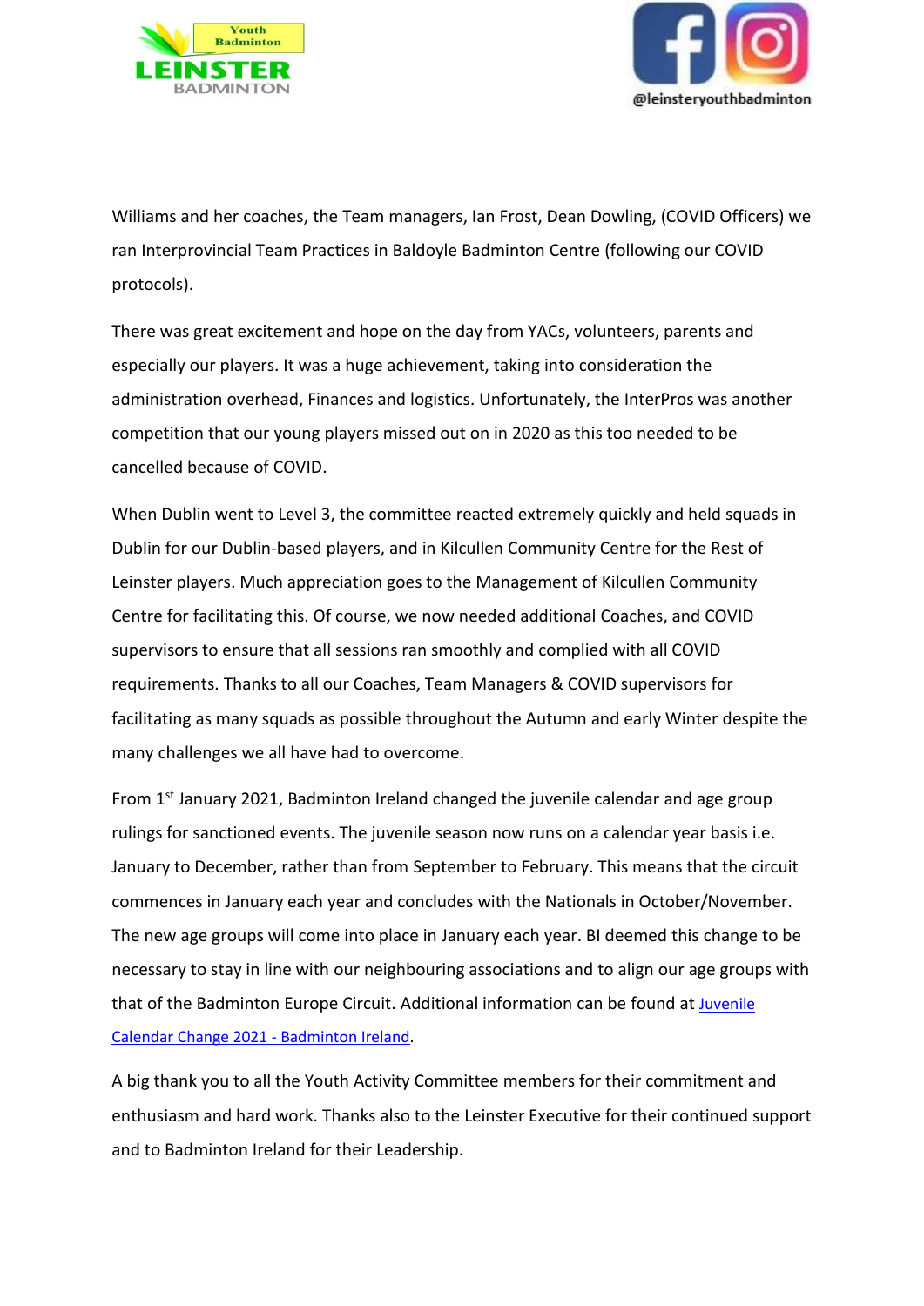Williams and her coaches, the Team managers, Ian Frost, Dean Dowling, (COVID Officers) we ran Interprovincial Team Practices in Baldoyle Badminton Centre (following our COVID protocols).

There was great excitement and hope on the day from YACs, volunteers, parents and especially our players. It was a huge achievement, taking into consideration the administration overhead, Finances and logistics. Unfortunately, the InterPros was another competition that our young players missed out on in 2020 as this too needed to be cancelled because of COVID.

When Dublin went to Level 3, the committee reacted extremely quickly and held squads in Dublin for our Dublin-based players, and in Kilcullen Community Centre for the Rest of Leinster players. Much appreciation goes to the Management of Kilcullen Community Centre for facilitating this. Of course, we now needed additional Coaches, and COVID supervisors to ensure that all sessions ran smoothly and complied with all COVID requirements. Thanks to all our Coaches, Team Managers & COVID supervisors for facilitating as many squads as possible throughout the Autumn and early Winter despite the many challenges we all have had to overcome.

From 1st January 2021, Badminton Ireland changed the juvenile calendar and age group rulings for sanctioned events. The juvenile season now runs on a calendar year basis i.e. January to December, rather than from September to February. This means that the circuit commences in January each year and concludes with the Nationals in October/November. The new age groups will come into place in January each year. BI deemed this change to be necessary to stay in line with our neighbouring associations and to align our age groups with that of the Badminton Europe Circuit. Additional information can be found at [Juvenile Calendar Change 2021 - Badminton Ireland].

A big thank you to all the Youth Activity Committee members for their commitment and enthusiasm and hard work. Thanks also to the Leinster Executive for their continued support and to Badminton Ireland for their Leadership.